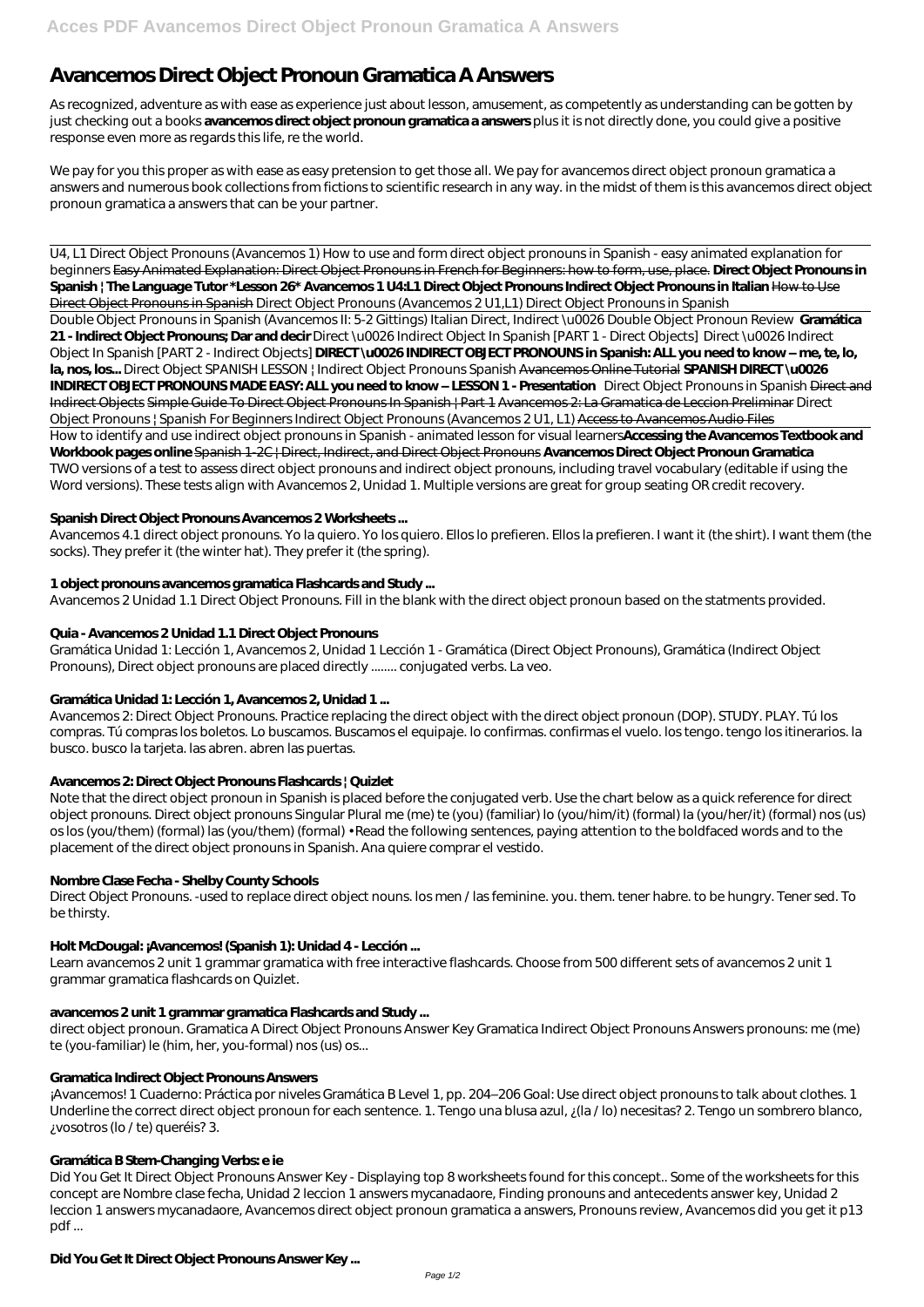# Avancemos Direct Object Pronoun Gramatica A Answers

As recognized, adventure as with ease as experience just about lesson, amusement, as competently as understanding can be gotten by just checking out a books **avancemos direct object pronoun gramatica a answers** plus it is not directly done, you could give a positive response even more as regards this life, re the world.

We pay for you this proper as with ease as easy pretension to get those all. We pay for avancemos direct object pronoun gramatica a answers and numerous book collections from fictions to scientific research in any way. in the midst of them is this avancemos direct object pronoun gramatica a answers that can be your partner.

---

U4, L1 Direct Object Pronouns (Avancemos 1) *How to use and form direct object pronouns in Spanish - easy animated explanation for beginners* ~~Easy Animated Explanation: Direct Object Pronouns in French for Beginners: how to form, use, place.~~ **Direct Object Pronouns in Spanish | The Language Tutor \*Lesson 26\* Avancemos 1 U4:L1 Direct Object Pronouns Indirect Object Pronouns in Italian** ~~How to Use Direct Object Pronouns in Spanish~~ *Direct Object Pronouns (Avancemos 2 U1,L1)* *Direct Object Pronouns in Spanish*

Double Object Pronouns in Spanish (Avancemos II: 5-2 Gittings) *Italian Direct, Indirect \u0026 Double Object Pronoun Review* **Gramática 21 - Indirect Object Pronouns; Dar and decir** *Direct \u0026 Indirect Object In Spanish [PART 1 - Direct Objects]* *Direct \u0026 Indirect Object In Spanish [PART 2 - Indirect Objects]* **DIRECT \u0026 INDIRECT OBJECT PRONOUNS in Spanish: ALL you need to know – me, te, lo, la, nos, los...** *Direct Object SPANISH LESSON | Indirect Object Pronouns Spanish* ~~Avancemos Online Tutorial~~ **SPANISH DIRECT \u0026 INDIRECT OBJECT PRONOUNS MADE EASY: ALL you need to know – LESSON 1 - Presentation** *Direct Object Pronouns in Spanish* ~~Direct and Indirect Objects~~ ~~Simple Guide To Direct Object Pronouns In Spanish | Part 1~~ ~~Avancemos 2: La Gramatica de Leccion Preliminar~~ *Direct Object Pronouns | Spanish For Beginners* *Indirect Object Pronouns (Avancemos 2 U1, L1)* ~~Access to Avancemos Audio Files~~

How to identify and use indirect object pronouns in Spanish - animated lesson for visual learners**Accessing the Avancemos Textbook and Workbook pages online** ~~Spanish 1-2C | Direct, Indirect, and Direct Object Pronouns~~ **Avancemos Direct Object Pronoun Gramatica**
TWO versions of a test to assess direct object pronouns and indirect object pronouns, including travel vocabulary (editable if using the Word versions). These tests align with Avancemos 2, Unidad 1. Multiple versions are great for group seating OR credit recovery.

### Spanish Direct Object Pronouns Avancemos 2 Worksheets ...

Avancemos 4.1 direct object pronouns. Yo la quiero. Yo los quiero. Ellos lo prefieren. Ellos la prefieren. I want it (the shirt). I want them (the socks). They prefer it (the winter hat). They prefer it (the spring).

### 1 object pronouns avancemos gramatica Flashcards and Study ...

Avancemos 2 Unidad 1.1 Direct Object Pronouns. Fill in the blank with the direct object pronoun based on the statments provided.

### Quia - Avancemos 2 Unidad 1.1 Direct Object Pronouns

Gramática Unidad 1: Lección 1, Avancemos 2, Unidad 1 Lección 1 - Gramática (Direct Object Pronouns), Gramática (Indirect Object Pronouns), Direct object pronouns are placed directly ........ conjugated verbs. La veo.

### Gramática Unidad 1: Lección 1, Avancemos 2, Unidad 1 ...

Avancemos 2: Direct Object Pronouns. Practice replacing the direct object with the direct object pronoun (DOP). STUDY. PLAY. Tú los compras. Tú compras los boletos. Lo buscamos. Buscamos el equipaje. lo confirmas. confirmas el vuelo. los tengo. tengo los itinerarios. la busco. busco la tarjeta. las abren. abren las puertas.

### Avancemos 2: Direct Object Pronouns Flashcards | Quizlet

Note that the direct object pronoun in Spanish is placed before the conjugated verb. Use the chart below as a quick reference for direct object pronouns. Direct object pronouns Singular Plural me (me) te (you) (familiar) lo (you/him/it) (formal) la (you/her/it) (formal) nos (us) os los (you/them) (formal) las (you/them) (formal) • Read the following sentences, paying attention to the boldfaced words and to the placement of the direct object pronouns in Spanish. Ana quiere comprar el vestido.

### Nombre Clase Fecha - Shelby County Schools

Direct Object Pronouns. -used to replace direct object nouns. los men / las feminine. you. them. tener habre. to be hungry. Tener sed. To be thirsty.

### Holt McDougal: ¡Avancemos! (Spanish 1): Unidad 4 - Lección ...

Learn avancemos 2 unit 1 grammar gramatica with free interactive flashcards. Choose from 500 different sets of avancemos 2 unit 1 grammar gramatica flashcards on Quizlet.

### avancemos 2 unit 1 grammar gramatica Flashcards and Study ...

direct object pronoun. Gramatica A Direct Object Pronouns Answer Key Gramatica Indirect Object Pronouns Answers pronouns: me (me) te (you-familiar) le (him, her, you-formal) nos (us) os...

### Gramatica Indirect Object Pronouns Answers

¡Avancemos! 1 Cuaderno: Práctica por niveles Gramática B Level 1, pp. 204–206 Goal: Use direct object pronouns to talk about clothes. 1 Underline the correct direct object pronoun for each sentence. 1. Tengo una blusa azul, ¿(la / lo) necesitas? 2. Tengo un sombrero blanco, ¿vosotros (lo / te) queréis? 3.

### Gramática B Stem-Changing Verbs: e ie

Did You Get It Direct Object Pronouns Answer Key - Displaying top 8 worksheets found for this concept.. Some of the worksheets for this concept are Nombre clase fecha, Unidad 2 leccion 1 answers mycanadaore, Finding pronouns and antecedents answer key, Unidad 2 leccion 1 answers mycanadaore, Avancemos direct object pronoun gramatica a answers, Pronouns review, Avancemos did you get it p13 pdf ...

### Did You Get It Direct Object Pronouns Answer Key ...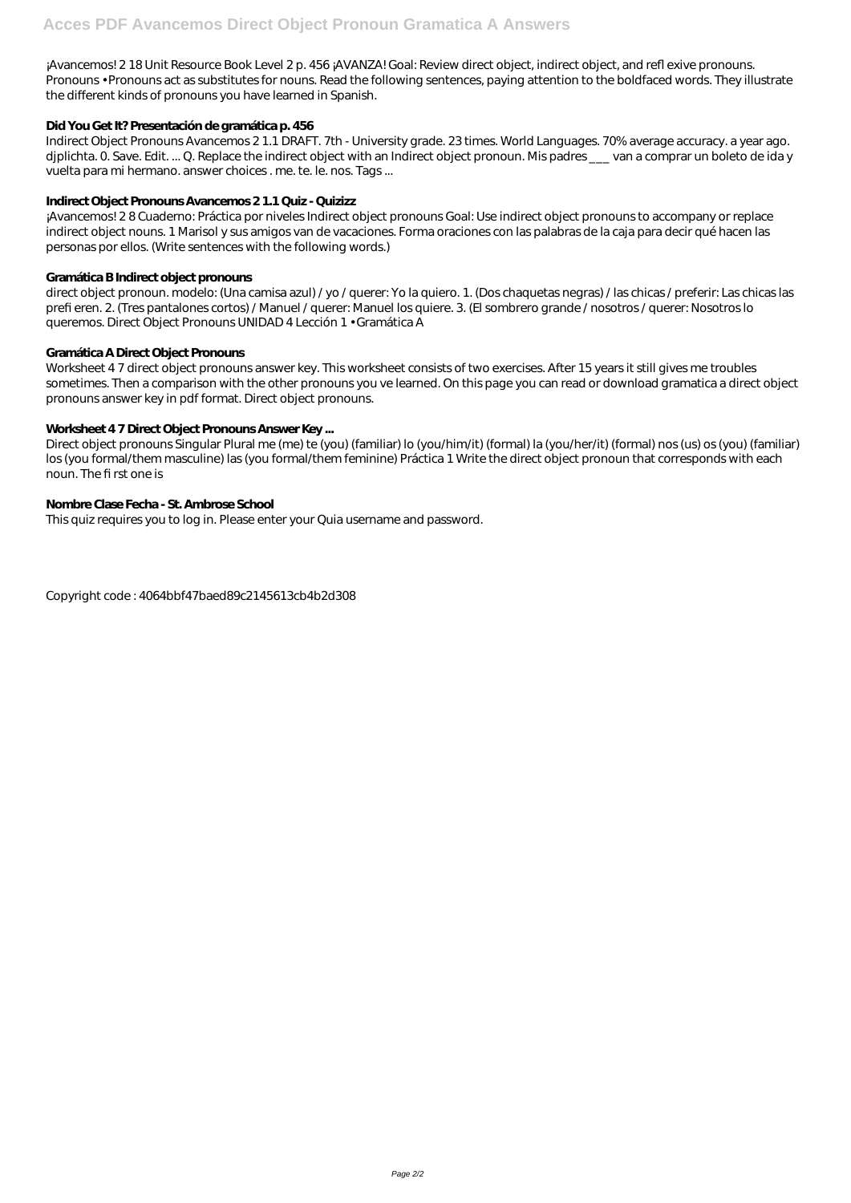¡Avancemos! 2 18 Unit Resource Book Level 2 p. 456 ¡AVANZA! Goal: Review direct object, indirect object, and refl exive pronouns. Pronouns • Pronouns act as substitutes for nouns. Read the following sentences, paying attention to the boldfaced words. They illustrate the different kinds of pronouns you have learned in Spanish.

## Did You Get It? Presentación de gramática p. 456

Indirect Object Pronouns Avancemos 2 1.1 DRAFT. 7th - University grade. 23 times. World Languages. 70% average accuracy. a year ago. djplichta. 0. Save. Edit. ... Q. Replace the indirect object with an Indirect object pronoun. Mis padres ___ van a comprar un boleto de ida y vuelta para mi hermano. answer choices . me. te. le. nos. Tags ...

## Indirect Object Pronouns Avancemos 2 1.1 Quiz - Quizizz

¡Avancemos! 2 8 Cuaderno: Práctica por niveles Indirect object pronouns Goal: Use indirect object pronouns to accompany or replace indirect object nouns. 1 Marisol y sus amigos van de vacaciones. Forma oraciones con las palabras de la caja para decir qué hacen las personas por ellos. (Write sentences with the following words.)

## Gramática B Indirect object pronouns

direct object pronoun. modelo: (Una camisa azul) / yo / querer: Yo la quiero. 1. (Dos chaquetas negras) / las chicas / preferir: Las chicas las prefi eren. 2. (Tres pantalones cortos) / Manuel / querer: Manuel los quiere. 3. (El sombrero grande / nosotros / querer: Nosotros lo queremos. Direct Object Pronouns UNIDAD 4 Lección 1 • Gramática A

## Gramática A Direct Object Pronouns

Worksheet 4 7 direct object pronouns answer key. This worksheet consists of two exercises. After 15 years it still gives me troubles sometimes. Then a comparison with the other pronouns you ve learned. On this page you can read or download gramatica a direct object pronouns answer key in pdf format. Direct object pronouns.

## Worksheet 4 7 Direct Object Pronouns Answer Key ...

Direct object pronouns Singular Plural me (me) te (you) (familiar) lo (you/him/it) (formal) la (you/her/it) (formal) nos (us) os (you) (familiar) los (you formal/them masculine) las (you formal/them feminine) Práctica 1 Write the direct object pronoun that corresponds with each noun. The fi rst one is

## Nombre Clase Fecha - St. Ambrose School

This quiz requires you to log in. Please enter your Quia username and password.

Copyright code : 4064bbf47baed89c2145613cb4b2d308